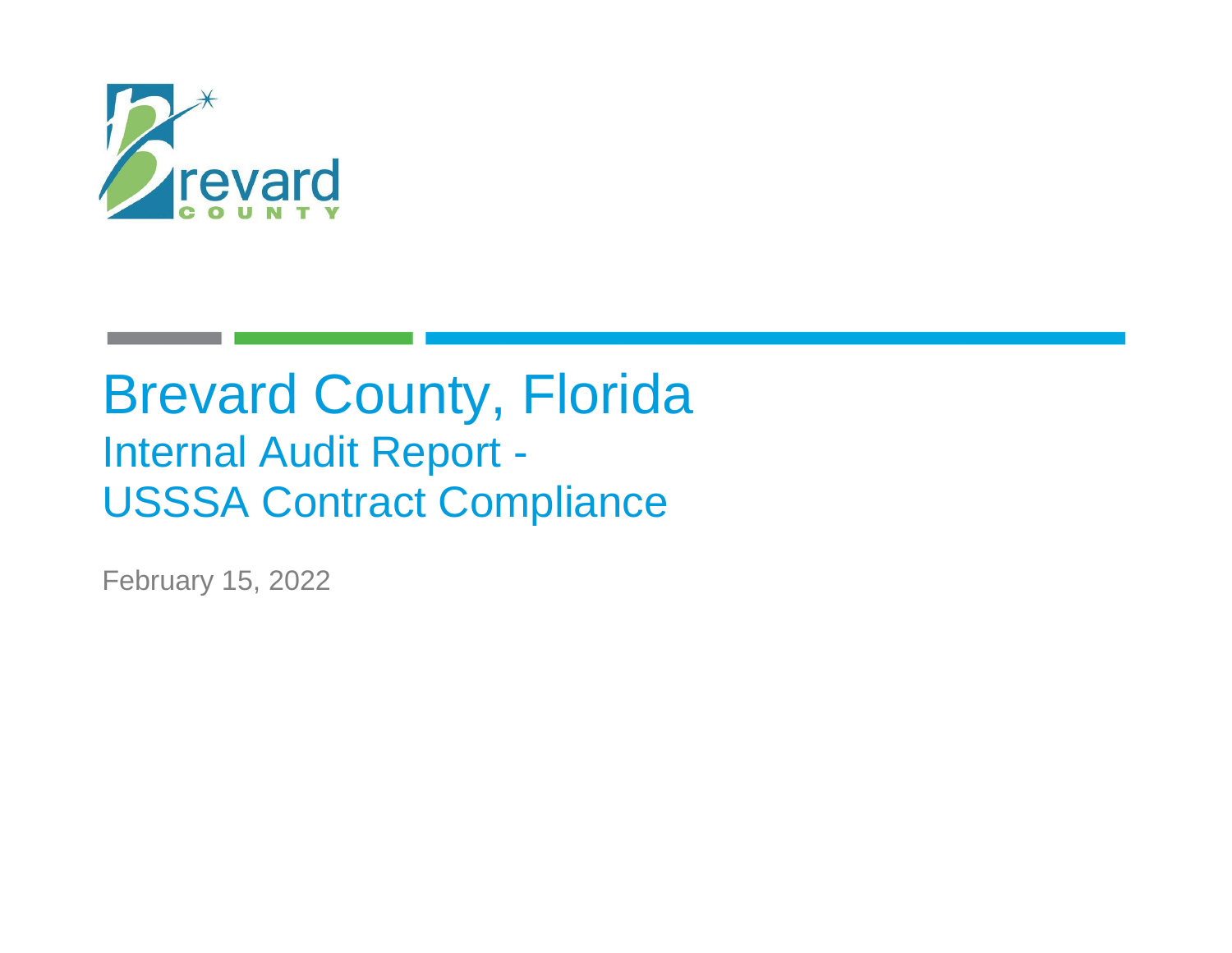# Brevard County, Florida

## Internal Audit Report - USSSA Contract Compliance

February 15, 2022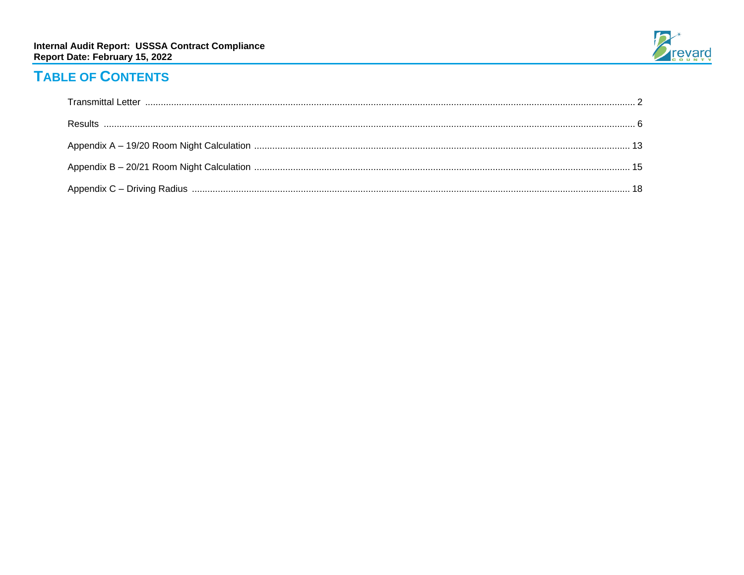# TABLE OF CONTENTS

| | |
|---|---|
| Transmittal Letter | 2 |
| Results | 6 |
| Appendix A – 19/20 Room Night Calculation | 13 |
| Appendix B – 20/21 Room Night Calculation | 15 |
| Appendix C – Driving Radius | 18 |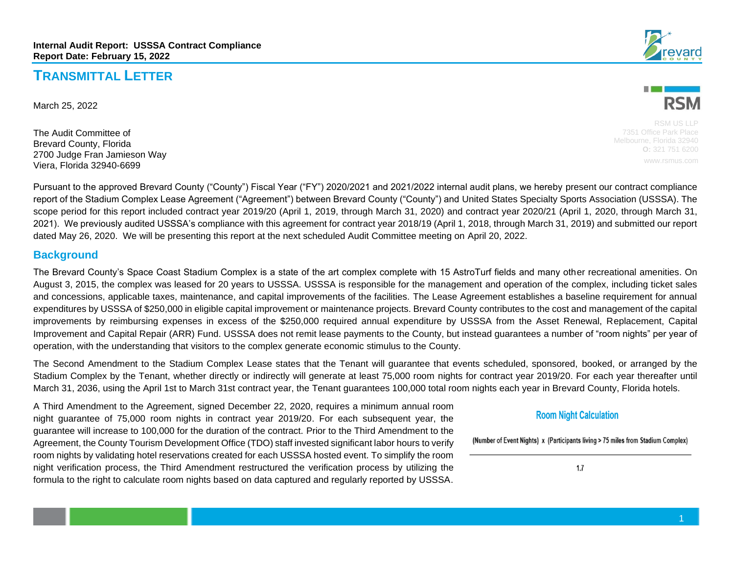**Internal Audit Report: USSSA Contract Compliance**
**Report Date: February 15, 2022**

# TRANSMITTAL LETTER

RSM US LLP
7351 Office Park Place
Melbourne, Florida 32940
O: 321 751 6200
www.rsmus.com

March 25, 2022

The Audit Committee of
Brevard County, Florida
2700 Judge Fran Jamieson Way
Viera, Florida 32940-6699

Pursuant to the approved Brevard County ("County") Fiscal Year ("FY") 2020/2021 and 2021/2022 internal audit plans, we hereby present our contract compliance report of the Stadium Complex Lease Agreement ("Agreement") between Brevard County ("County") and United States Specialty Sports Association (USSSA). The scope period for this report included contract year 2019/20 (April 1, 2019, through March 31, 2020) and contract year 2020/21 (April 1, 2020, through March 31, 2021). We previously audited USSSA's compliance with this agreement for contract year 2018/19 (April 1, 2018, through March 31, 2019) and submitted our report dated May 26, 2020. We will be presenting this report at the next scheduled Audit Committee meeting on April 20, 2022.

## Background

The Brevard County's Space Coast Stadium Complex is a state of the art complex complete with 15 AstroTurf fields and many other recreational amenities. On August 3, 2015, the complex was leased for 20 years to USSSA. USSSA is responsible for the management and operation of the complex, including ticket sales and concessions, applicable taxes, maintenance, and capital improvements of the facilities. The Lease Agreement establishes a baseline requirement for annual expenditures by USSSA of $250,000 in eligible capital improvement or maintenance projects. Brevard County contributes to the cost and management of the capital improvements by reimbursing expenses in excess of the $250,000 required annual expenditure by USSSA from the Asset Renewal, Replacement, Capital Improvement and Capital Repair (ARR) Fund. USSSA does not remit lease payments to the County, but instead guarantees a number of "room nights" per year of operation, with the understanding that visitors to the complex generate economic stimulus to the County.

The Second Amendment to the Stadium Complex Lease states that the Tenant will guarantee that events scheduled, sponsored, booked, or arranged by the Stadium Complex by the Tenant, whether directly or indirectly will generate at least 75,000 room nights for contract year 2019/20. For each year thereafter until March 31, 2036, using the April 1st to March 31st contract year, the Tenant guarantees 100,000 total room nights each year in Brevard County, Florida hotels.

A Third Amendment to the Agreement, signed December 22, 2020, requires a minimum annual room night guarantee of 75,000 room nights in contract year 2019/20. For each subsequent year, the guarantee will increase to 100,000 for the duration of the contract. Prior to the Third Amendment to the Agreement, the County Tourism Development Office (TDO) staff invested significant labor hours to verify room nights by validating hotel reservations created for each USSSA hosted event. To simplify the room night verification process, the Third Amendment restructured the verification process by utilizing the formula to the right to calculate room nights based on data captured and regularly reported by USSSA.

**Room Night Calculation**

$$\frac{(\text{Number of Event Nights}) \times (\text{Participants living} > 75 \text{ miles from Stadium Complex})}{1.7}$$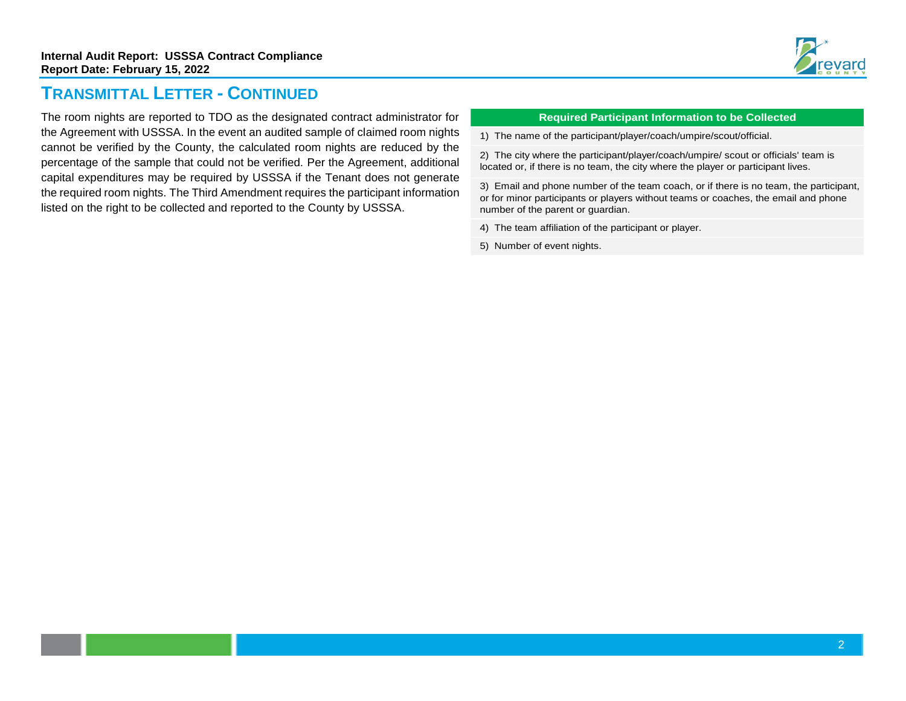## Transmittal Letter - Continued

The room nights are reported to TDO as the designated contract administrator for the Agreement with USSSA. In the event an audited sample of claimed room nights cannot be verified by the County, the calculated room nights are reduced by the percentage of the sample that could not be verified. Per the Agreement, additional capital expenditures may be required by USSSA if the Tenant does not generate the required room nights. The Third Amendment requires the participant information listed on the right to be collected and reported to the County by USSSA.

| Required Participant Information to be Collected |
| --- |
| 1) The name of the participant/player/coach/umpire/scout/official. |
| 2) The city where the participant/player/coach/umpire/ scout or officials' team is located or, if there is no team, the city where the player or participant lives. |
| 3) Email and phone number of the team coach, or if there is no team, the participant, or for minor participants or players without teams or coaches, the email and phone number of the parent or guardian. |
| 4) The team affiliation of the participant or player. |
| 5) Number of event nights. |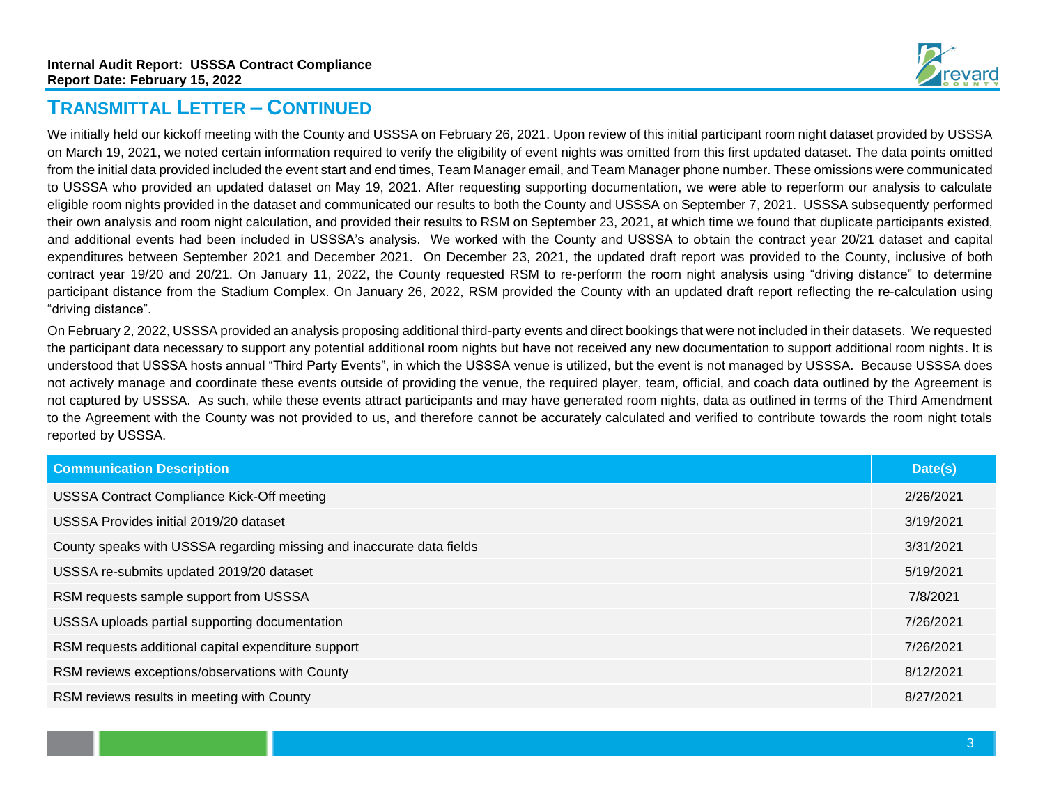## Transmittal Letter – Continued

We initially held our kickoff meeting with the County and USSSA on February 26, 2021. Upon review of this initial participant room night dataset provided by USSSA on March 19, 2021, we noted certain information required to verify the eligibility of event nights was omitted from this first updated dataset. The data points omitted from the initial data provided included the event start and end times, Team Manager email, and Team Manager phone number. These omissions were communicated to USSSA who provided an updated dataset on May 19, 2021. After requesting supporting documentation, we were able to reperform our analysis to calculate eligible room nights provided in the dataset and communicated our results to both the County and USSSA on September 7, 2021. USSSA subsequently performed their own analysis and room night calculation, and provided their results to RSM on September 23, 2021, at which time we found that duplicate participants existed, and additional events had been included in USSSA's analysis. We worked with the County and USSSA to obtain the contract year 20/21 dataset and capital expenditures between September 2021 and December 2021. On December 23, 2021, the updated draft report was provided to the County, inclusive of both contract year 19/20 and 20/21. On January 11, 2022, the County requested RSM to re-perform the room night analysis using "driving distance" to determine participant distance from the Stadium Complex. On January 26, 2022, RSM provided the County with an updated draft report reflecting the re-calculation using "driving distance".

On February 2, 2022, USSSA provided an analysis proposing additional third-party events and direct bookings that were not included in their datasets. We requested the participant data necessary to support any potential additional room nights but have not received any new documentation to support additional room nights. It is understood that USSSA hosts annual "Third Party Events", in which the USSSA venue is utilized, but the event is not managed by USSSA. Because USSSA does not actively manage and coordinate these events outside of providing the venue, the required player, team, official, and coach data outlined by the Agreement is not captured by USSSA. As such, while these events attract participants and may have generated room nights, data as outlined in terms of the Third Amendment to the Agreement with the County was not provided to us, and therefore cannot be accurately calculated and verified to contribute towards the room night totals reported by USSSA.

| Communication Description | Date(s) |
|---|---|
| USSSA Contract Compliance Kick-Off meeting | 2/26/2021 |
| USSSA Provides initial 2019/20 dataset | 3/19/2021 |
| County speaks with USSSA regarding missing and inaccurate data fields | 3/31/2021 |
| USSSA re-submits updated 2019/20 dataset | 5/19/2021 |
| RSM requests sample support from USSSA | 7/8/2021 |
| USSSA uploads partial supporting documentation | 7/26/2021 |
| RSM requests additional capital expenditure support | 7/26/2021 |
| RSM reviews exceptions/observations with County | 8/12/2021 |
| RSM reviews results in meeting with County | 8/27/2021 |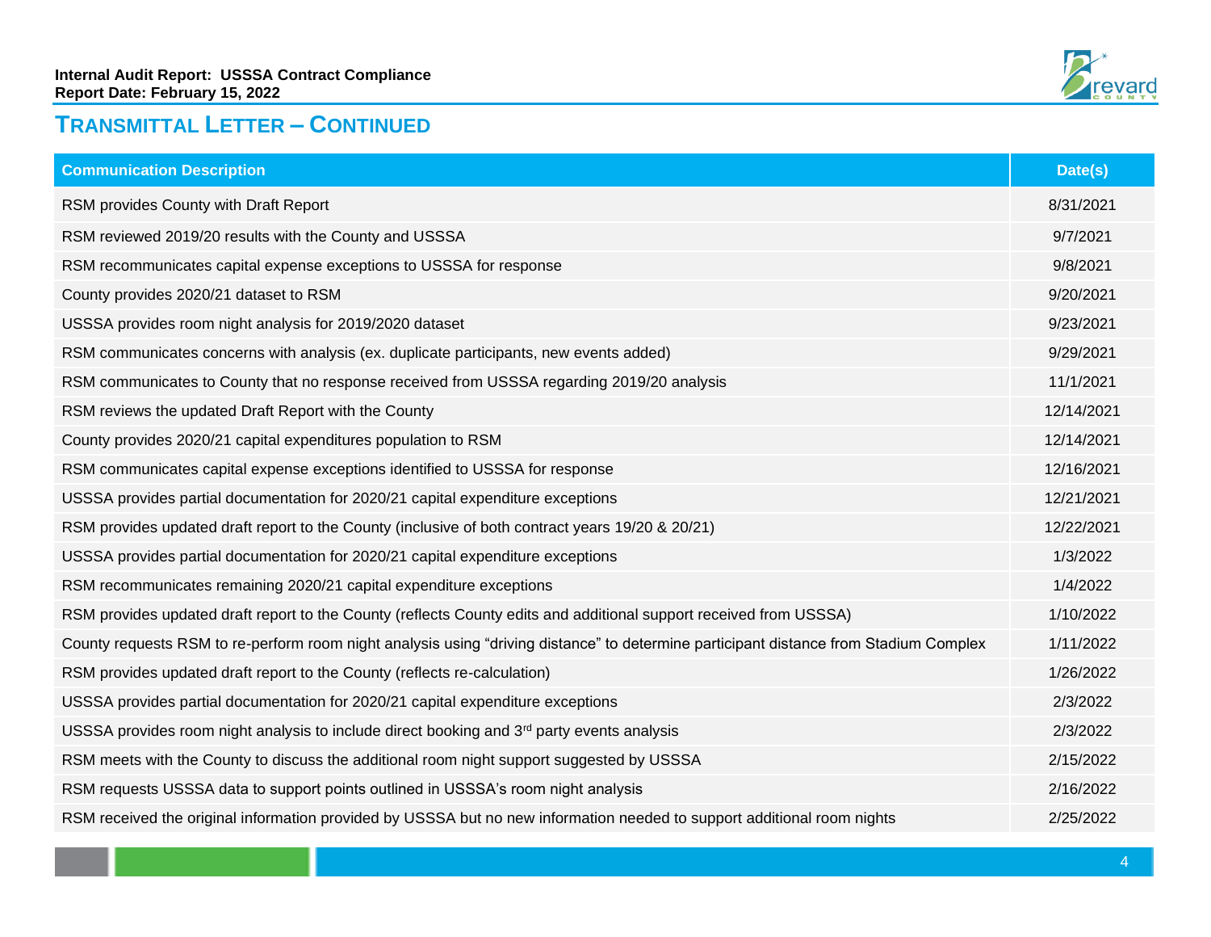## Transmittal Letter – Continued

| Communication Description | Date(s) |
|---|---|
| RSM provides County with Draft Report | 8/31/2021 |
| RSM reviewed 2019/20 results with the County and USSSA | 9/7/2021 |
| RSM recommunicates capital expense exceptions to USSSA for response | 9/8/2021 |
| County provides 2020/21 dataset to RSM | 9/20/2021 |
| USSSA provides room night analysis for 2019/2020 dataset | 9/23/2021 |
| RSM communicates concerns with analysis (ex. duplicate participants, new events added) | 9/29/2021 |
| RSM communicates to County that no response received from USSSA regarding 2019/20 analysis | 11/1/2021 |
| RSM reviews the updated Draft Report with the County | 12/14/2021 |
| County provides 2020/21 capital expenditures population to RSM | 12/14/2021 |
| RSM communicates capital expense exceptions identified to USSSA for response | 12/16/2021 |
| USSSA provides partial documentation for 2020/21 capital expenditure exceptions | 12/21/2021 |
| RSM provides updated draft report to the County (inclusive of both contract years 19/20 & 20/21) | 12/22/2021 |
| USSSA provides partial documentation for 2020/21 capital expenditure exceptions | 1/3/2022 |
| RSM recommunicates remaining 2020/21 capital expenditure exceptions | 1/4/2022 |
| RSM provides updated draft report to the County (reflects County edits and additional support received from USSSA) | 1/10/2022 |
| County requests RSM to re-perform room night analysis using "driving distance" to determine participant distance from Stadium Complex | 1/11/2022 |
| RSM provides updated draft report to the County (reflects re-calculation) | 1/26/2022 |
| USSSA provides partial documentation for 2020/21 capital expenditure exceptions | 2/3/2022 |
| USSSA provides room night analysis to include direct booking and 3rd party events analysis | 2/3/2022 |
| RSM meets with the County to discuss the additional room night support suggested by USSSA | 2/15/2022 |
| RSM requests USSSA data to support points outlined in USSSA's room night analysis | 2/16/2022 |
| RSM received the original information provided by USSSA but no new information needed to support additional room nights | 2/25/2022 |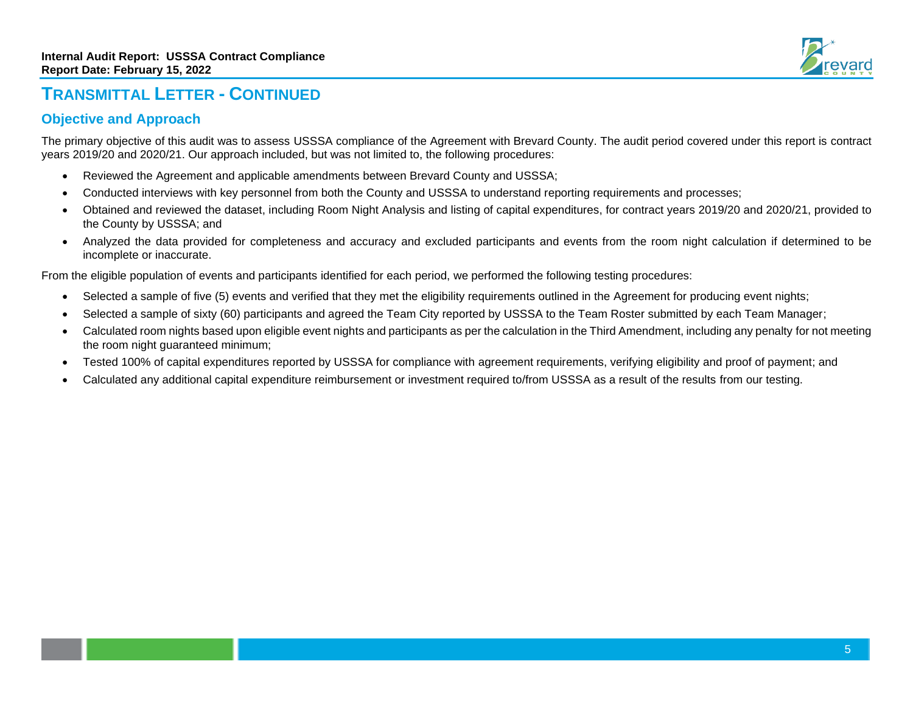## TRANSMITTAL LETTER - CONTINUED

### Objective and Approach

The primary objective of this audit was to assess USSSA compliance of the Agreement with Brevard County. The audit period covered under this report is contract years 2019/20 and 2020/21. Our approach included, but was not limited to, the following procedures:

- Reviewed the Agreement and applicable amendments between Brevard County and USSSA;
- Conducted interviews with key personnel from both the County and USSSA to understand reporting requirements and processes;
- Obtained and reviewed the dataset, including Room Night Analysis and listing of capital expenditures, for contract years 2019/20 and 2020/21, provided to the County by USSSA; and
- Analyzed the data provided for completeness and accuracy and excluded participants and events from the room night calculation if determined to be incomplete or inaccurate.

From the eligible population of events and participants identified for each period, we performed the following testing procedures:

- Selected a sample of five (5) events and verified that they met the eligibility requirements outlined in the Agreement for producing event nights;
- Selected a sample of sixty (60) participants and agreed the Team City reported by USSSA to the Team Roster submitted by each Team Manager;
- Calculated room nights based upon eligible event nights and participants as per the calculation in the Third Amendment, including any penalty for not meeting the room night guaranteed minimum;
- Tested 100% of capital expenditures reported by USSSA for compliance with agreement requirements, verifying eligibility and proof of payment; and
- Calculated any additional capital expenditure reimbursement or investment required to/from USSSA as a result of the results from our testing.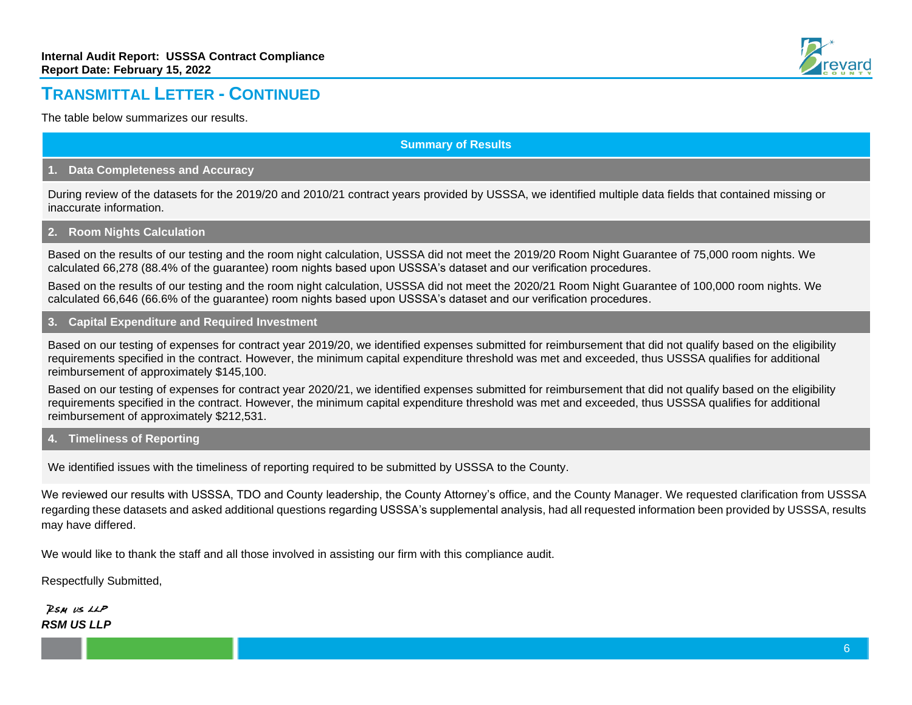## TRANSMITTAL LETTER - CONTINUED

The table below summarizes our results.

**Summary of Results**

**1. Data Completeness and Accuracy**

During review of the datasets for the 2019/20 and 2010/21 contract years provided by USSSA, we identified multiple data fields that contained missing or inaccurate information.

**2. Room Nights Calculation**

Based on the results of our testing and the room night calculation, USSSA did not meet the 2019/20 Room Night Guarantee of 75,000 room nights. We calculated 66,278 (88.4% of the guarantee) room nights based upon USSSA's dataset and our verification procedures.

Based on the results of our testing and the room night calculation, USSSA did not meet the 2020/21 Room Night Guarantee of 100,000 room nights. We calculated 66,646 (66.6% of the guarantee) room nights based upon USSSA's dataset and our verification procedures.

**3. Capital Expenditure and Required Investment**

Based on our testing of expenses for contract year 2019/20, we identified expenses submitted for reimbursement that did not qualify based on the eligibility requirements specified in the contract. However, the minimum capital expenditure threshold was met and exceeded, thus USSSA qualifies for additional reimbursement of approximately $145,100.

Based on our testing of expenses for contract year 2020/21, we identified expenses submitted for reimbursement that did not qualify based on the eligibility requirements specified in the contract. However, the minimum capital expenditure threshold was met and exceeded, thus USSSA qualifies for additional reimbursement of approximately $212,531.

**4. Timeliness of Reporting**

We identified issues with the timeliness of reporting required to be submitted by USSSA to the County.

We reviewed our results with USSSA, TDO and County leadership, the County Attorney's office, and the County Manager. We requested clarification from USSSA regarding these datasets and asked additional questions regarding USSSA's supplemental analysis, had all requested information been provided by USSSA, results may have differed.

We would like to thank the staff and all those involved in assisting our firm with this compliance audit.

Respectfully Submitted,

RSM US LLP

***RSM US LLP***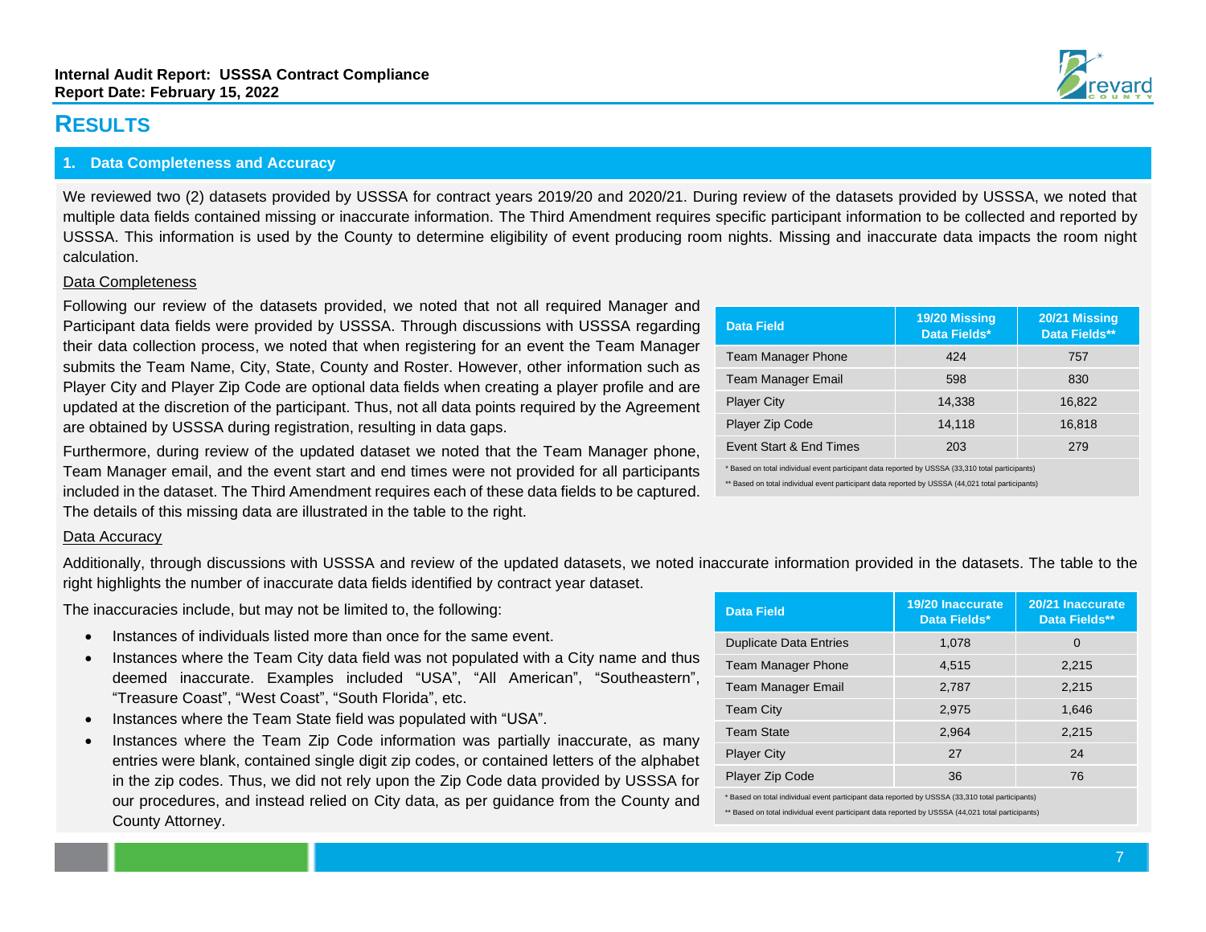# RESULTS

## 1. Data Completeness and Accuracy

We reviewed two (2) datasets provided by USSSA for contract years 2019/20 and 2020/21. During review of the datasets provided by USSSA, we noted that multiple data fields contained missing or inaccurate information. The Third Amendment requires specific participant information to be collected and reported by USSSA. This information is used by the County to determine eligibility of event producing room nights. Missing and inaccurate data impacts the room night calculation.

### Data Completeness

Following our review of the datasets provided, we noted that not all required Manager and Participant data fields were provided by USSSA. Through discussions with USSSA regarding their data collection process, we noted that when registering for an event the Team Manager submits the Team Name, City, State, County and Roster. However, other information such as Player City and Player Zip Code are optional data fields when creating a player profile and are updated at the discretion of the participant. Thus, not all data points required by the Agreement are obtained by USSSA during registration, resulting in data gaps.

Furthermore, during review of the updated dataset we noted that the Team Manager phone, Team Manager email, and the event start and end times were not provided for all participants included in the dataset. The Third Amendment requires each of these data fields to be captured. The details of this missing data are illustrated in the table to the right.

| Data Field | 19/20 Missing Data Fields* | 20/21 Missing Data Fields** |
|---|---|---|
| Team Manager Phone | 424 | 757 |
| Team Manager Email | 598 | 830 |
| Player City | 14,338 | 16,822 |
| Player Zip Code | 14,118 | 16,818 |
| Event Start & End Times | 203 | 279 |

\* Based on total individual event participant data reported by USSSA (33,310 total participants)

\*\* Based on total individual event participant data reported by USSSA (44,021 total participants)

### Data Accuracy

Additionally, through discussions with USSSA and review of the updated datasets, we noted inaccurate information provided in the datasets. The table to the right highlights the number of inaccurate data fields identified by contract year dataset.

The inaccuracies include, but may not be limited to, the following:

- Instances of individuals listed more than once for the same event.
- Instances where the Team City data field was not populated with a City name and thus deemed inaccurate. Examples included "USA", "All American", "Southeastern", "Treasure Coast", "West Coast", "South Florida", etc.
- Instances where the Team State field was populated with "USA".
- Instances where the Team Zip Code information was partially inaccurate, as many entries were blank, contained single digit zip codes, or contained letters of the alphabet in the zip codes. Thus, we did not rely upon the Zip Code data provided by USSSA for our procedures, and instead relied on City data, as per guidance from the County and County Attorney.

| Data Field | 19/20 Inaccurate Data Fields* | 20/21 Inaccurate Data Fields** |
|---|---|---|
| Duplicate Data Entries | 1,078 | 0 |
| Team Manager Phone | 4,515 | 2,215 |
| Team Manager Email | 2,787 | 2,215 |
| Team City | 2,975 | 1,646 |
| Team State | 2,964 | 2,215 |
| Player City | 27 | 24 |
| Player Zip Code | 36 | 76 |

\* Based on total individual event participant data reported by USSSA (33,310 total participants)

\*\* Based on total individual event participant data reported by USSSA (44,021 total participants)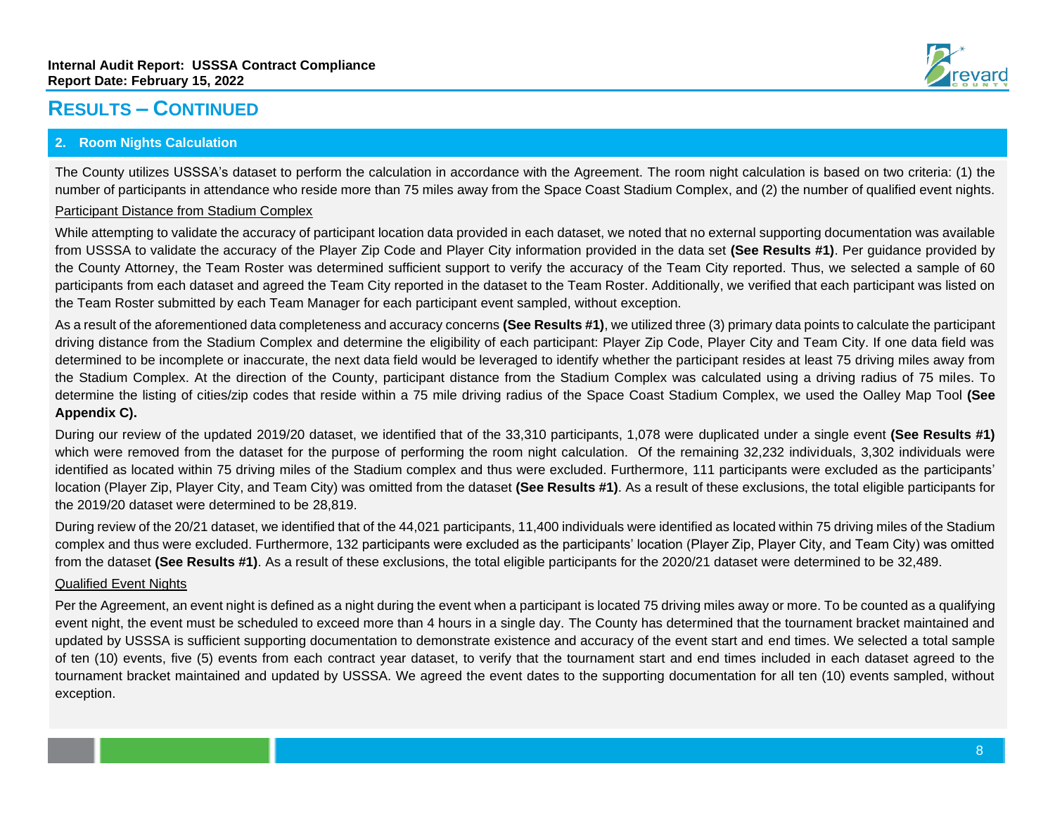## RESULTS – CONTINUED

### 2. Room Nights Calculation

The County utilizes USSSA's dataset to perform the calculation in accordance with the Agreement. The room night calculation is based on two criteria: (1) the number of participants in attendance who reside more than 75 miles away from the Space Coast Stadium Complex, and (2) the number of qualified event nights.

<u>Participant Distance from Stadium Complex</u>

While attempting to validate the accuracy of participant location data provided in each dataset, we noted that no external supporting documentation was available from USSSA to validate the accuracy of the Player Zip Code and Player City information provided in the data set **(See Results #1)**. Per guidance provided by the County Attorney, the Team Roster was determined sufficient support to verify the accuracy of the Team City reported. Thus, we selected a sample of 60 participants from each dataset and agreed the Team City reported in the dataset to the Team Roster. Additionally, we verified that each participant was listed on the Team Roster submitted by each Team Manager for each participant event sampled, without exception.

As a result of the aforementioned data completeness and accuracy concerns **(See Results #1)**, we utilized three (3) primary data points to calculate the participant driving distance from the Stadium Complex and determine the eligibility of each participant: Player Zip Code, Player City and Team City. If one data field was determined to be incomplete or inaccurate, the next data field would be leveraged to identify whether the participant resides at least 75 driving miles away from the Stadium Complex. At the direction of the County, participant distance from the Stadium Complex was calculated using a driving radius of 75 miles. To determine the listing of cities/zip codes that reside within a 75 mile driving radius of the Space Coast Stadium Complex, we used the Oalley Map Tool **(See Appendix C).**

During our review of the updated 2019/20 dataset, we identified that of the 33,310 participants, 1,078 were duplicated under a single event **(See Results #1)** which were removed from the dataset for the purpose of performing the room night calculation. Of the remaining 32,232 individuals, 3,302 individuals were identified as located within 75 driving miles of the Stadium complex and thus were excluded. Furthermore, 111 participants were excluded as the participants' location (Player Zip, Player City, and Team City) was omitted from the dataset **(See Results #1)**. As a result of these exclusions, the total eligible participants for the 2019/20 dataset were determined to be 28,819.

During review of the 20/21 dataset, we identified that of the 44,021 participants, 11,400 individuals were identified as located within 75 driving miles of the Stadium complex and thus were excluded. Furthermore, 132 participants were excluded as the participants' location (Player Zip, Player City, and Team City) was omitted from the dataset **(See Results #1)**. As a result of these exclusions, the total eligible participants for the 2020/21 dataset were determined to be 32,489.

<u>Qualified Event Nights</u>

Per the Agreement, an event night is defined as a night during the event when a participant is located 75 driving miles away or more. To be counted as a qualifying event night, the event must be scheduled to exceed more than 4 hours in a single day. The County has determined that the tournament bracket maintained and updated by USSSA is sufficient supporting documentation to demonstrate existence and accuracy of the event start and end times. We selected a total sample of ten (10) events, five (5) events from each contract year dataset, to verify that the tournament start and end times included in each dataset agreed to the tournament bracket maintained and updated by USSSA. We agreed the event dates to the supporting documentation for all ten (10) events sampled, without exception.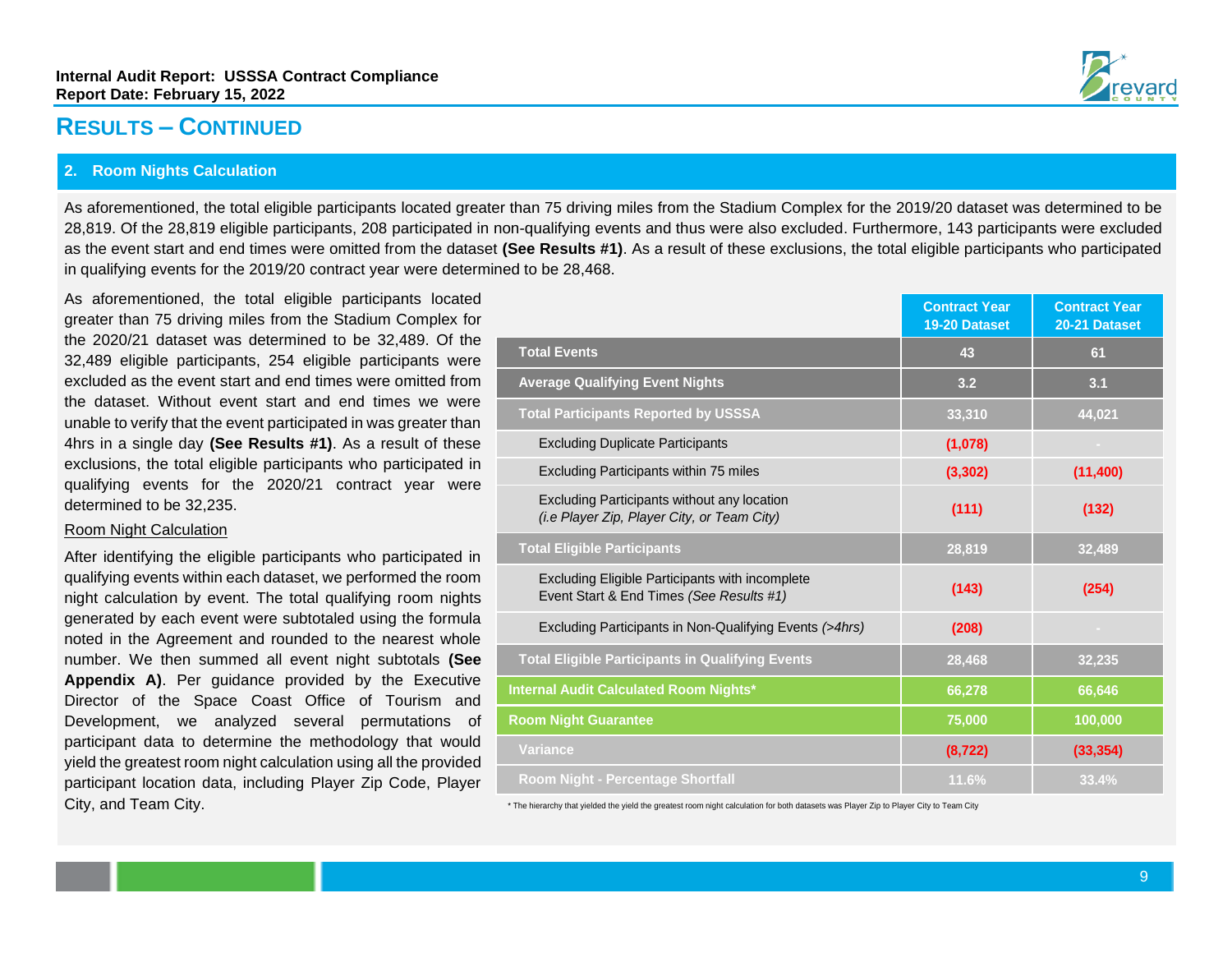## RESULTS – CONTINUED

### 2. Room Nights Calculation

As aforementioned, the total eligible participants located greater than 75 driving miles from the Stadium Complex for the 2019/20 dataset was determined to be 28,819. Of the 28,819 eligible participants, 208 participated in non-qualifying events and thus were also excluded. Furthermore, 143 participants were excluded as the event start and end times were omitted from the dataset **(See Results #1)**. As a result of these exclusions, the total eligible participants who participated in qualifying events for the 2019/20 contract year were determined to be 28,468.

As aforementioned, the total eligible participants located greater than 75 driving miles from the Stadium Complex for the 2020/21 dataset was determined to be 32,489. Of the 32,489 eligible participants, 254 eligible participants were excluded as the event start and end times were omitted from the dataset. Without event start and end times we were unable to verify that the event participated in was greater than 4hrs in a single day **(See Results #1)**. As a result of these exclusions, the total eligible participants who participated in qualifying events for the 2020/21 contract year were determined to be 32,235.

<u>Room Night Calculation</u>

After identifying the eligible participants who participated in qualifying events within each dataset, we performed the room night calculation by event. The total qualifying room nights generated by each event were subtotaled using the formula noted in the Agreement and rounded to the nearest whole number. We then summed all event night subtotals **(See Appendix A)**. Per guidance provided by the Executive Director of the Space Coast Office of Tourism and Development, we analyzed several permutations of participant data to determine the methodology that would yield the greatest room night calculation using all the provided participant location data, including Player Zip Code, Player City, and Team City.

| | Contract Year 19-20 Dataset | Contract Year 20-21 Dataset |
|---|---|---|
| **Total Events** | 43 | 61 |
| **Average Qualifying Event Nights** | 3.2 | 3.1 |
| **Total Participants Reported by USSSA** | 33,310 | 44,021 |
| Excluding Duplicate Participants | (1,078) | - |
| Excluding Participants within 75 miles | (3,302) | (11,400) |
| Excluding Participants without any location *(i.e Player Zip, Player City, or Team City)* | (111) | (132) |
| **Total Eligible Participants** | 28,819 | 32,489 |
| Excluding Eligible Participants with incomplete Event Start & End Times *(See Results #1)* | (143) | (254) |
| Excluding Participants in Non-Qualifying Events *(>4hrs)* | (208) | - |
| **Total Eligible Participants in Qualifying Events** | 28,468 | 32,235 |
| **Internal Audit Calculated Room Nights*** | 66,278 | 66,646 |
| **Room Night Guarantee** | 75,000 | 100,000 |
| **Variance** | (8,722) | (33,354) |
| **Room Night - Percentage Shortfall** | 11.6% | 33.4% |

\* The hierarchy that yielded the yield the greatest room night calculation for both datasets was Player Zip to Player City to Team City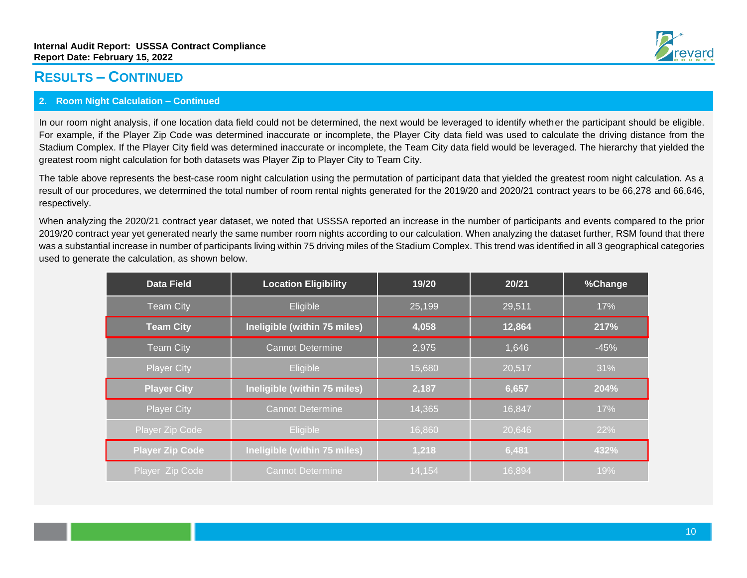# RESULTS – CONTINUED

## 2. Room Night Calculation – Continued

In our room night analysis, if one location data field could not be determined, the next would be leveraged to identify whether the participant should be eligible. For example, if the Player Zip Code was determined inaccurate or incomplete, the Player City data field was used to calculate the driving distance from the Stadium Complex. If the Player City field was determined inaccurate or incomplete, the Team City data field would be leveraged. The hierarchy that yielded the greatest room night calculation for both datasets was Player Zip to Player City to Team City.

The table above represents the best-case room night calculation using the permutation of participant data that yielded the greatest room night calculation. As a result of our procedures, we determined the total number of room rental nights generated for the 2019/20 and 2020/21 contract years to be 66,278 and 66,646, respectively.

When analyzing the 2020/21 contract year dataset, we noted that USSSA reported an increase in the number of participants and events compared to the prior 2019/20 contract year yet generated nearly the same number room nights according to our calculation. When analyzing the dataset further, RSM found that there was a substantial increase in number of participants living within 75 driving miles of the Stadium Complex. This trend was identified in all 3 geographical categories used to generate the calculation, as shown below.

| Data Field | Location Eligibility | 19/20 | 20/21 | %Change |
|---|---|---|---|---|
| Team City | Eligible | 25,199 | 29,511 | 17% |
| **Team City** | **Ineligible (within 75 miles)** | **4,058** | **12,864** | **217%** |
| Team City | Cannot Determine | 2,975 | 1,646 | -45% |
| Player City | Eligible | 15,680 | 20,517 | 31% |
| **Player City** | **Ineligible (within 75 miles)** | **2,187** | **6,657** | **204%** |
| Player City | Cannot Determine | 14,365 | 16,847 | 17% |
| Player Zip Code | Eligible | 16,860 | 20,646 | 22% |
| **Player Zip Code** | **Ineligible (within 75 miles)** | **1,218** | **6,481** | **432%** |
| Player Zip Code | Cannot Determine | 14,154 | 16,894 | 19% |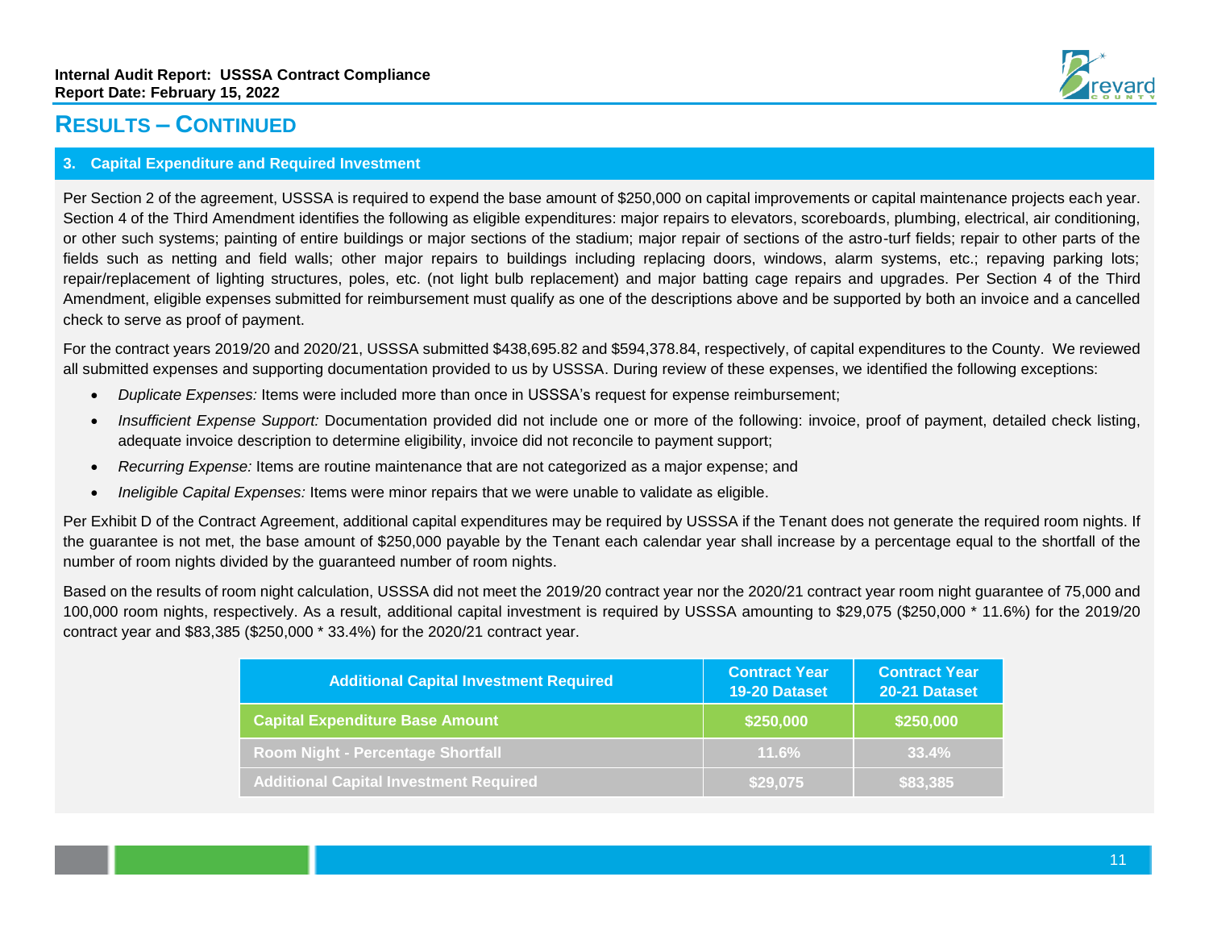## RESULTS – CONTINUED

### 3. Capital Expenditure and Required Investment

Per Section 2 of the agreement, USSSA is required to expend the base amount of $250,000 on capital improvements or capital maintenance projects each year. Section 4 of the Third Amendment identifies the following as eligible expenditures: major repairs to elevators, scoreboards, plumbing, electrical, air conditioning, or other such systems; painting of entire buildings or major sections of the stadium; major repair of sections of the astro-turf fields; repair to other parts of the fields such as netting and field walls; other major repairs to buildings including replacing doors, windows, alarm systems, etc.; repaving parking lots; repair/replacement of lighting structures, poles, etc. (not light bulb replacement) and major batting cage repairs and upgrades. Per Section 4 of the Third Amendment, eligible expenses submitted for reimbursement must qualify as one of the descriptions above and be supported by both an invoice and a cancelled check to serve as proof of payment.

For the contract years 2019/20 and 2020/21, USSSA submitted $438,695.82 and $594,378.84, respectively, of capital expenditures to the County. We reviewed all submitted expenses and supporting documentation provided to us by USSSA. During review of these expenses, we identified the following exceptions:

- *Duplicate Expenses:* Items were included more than once in USSSA's request for expense reimbursement;
- *Insufficient Expense Support:* Documentation provided did not include one or more of the following: invoice, proof of payment, detailed check listing, adequate invoice description to determine eligibility, invoice did not reconcile to payment support;
- *Recurring Expense:* Items are routine maintenance that are not categorized as a major expense; and
- *Ineligible Capital Expenses:* Items were minor repairs that we were unable to validate as eligible.

Per Exhibit D of the Contract Agreement, additional capital expenditures may be required by USSSA if the Tenant does not generate the required room nights. If the guarantee is not met, the base amount of $250,000 payable by the Tenant each calendar year shall increase by a percentage equal to the shortfall of the number of room nights divided by the guaranteed number of room nights.

Based on the results of room night calculation, USSSA did not meet the 2019/20 contract year nor the 2020/21 contract year room night guarantee of 75,000 and 100,000 room nights, respectively. As a result, additional capital investment is required by USSSA amounting to $29,075 ($250,000 * 11.6%) for the 2019/20 contract year and $83,385 ($250,000 * 33.4%) for the 2020/21 contract year.

| Additional Capital Investment Required | Contract Year 19-20 Dataset | Contract Year 20-21 Dataset |
|---|---|---|
| **Capital Expenditure Base Amount** | **$250,000** | **$250,000** |
| **Room Night - Percentage Shortfall** | **11.6%** | **33.4%** |
| **Additional Capital Investment Required** | **$29,075** | **$83,385** |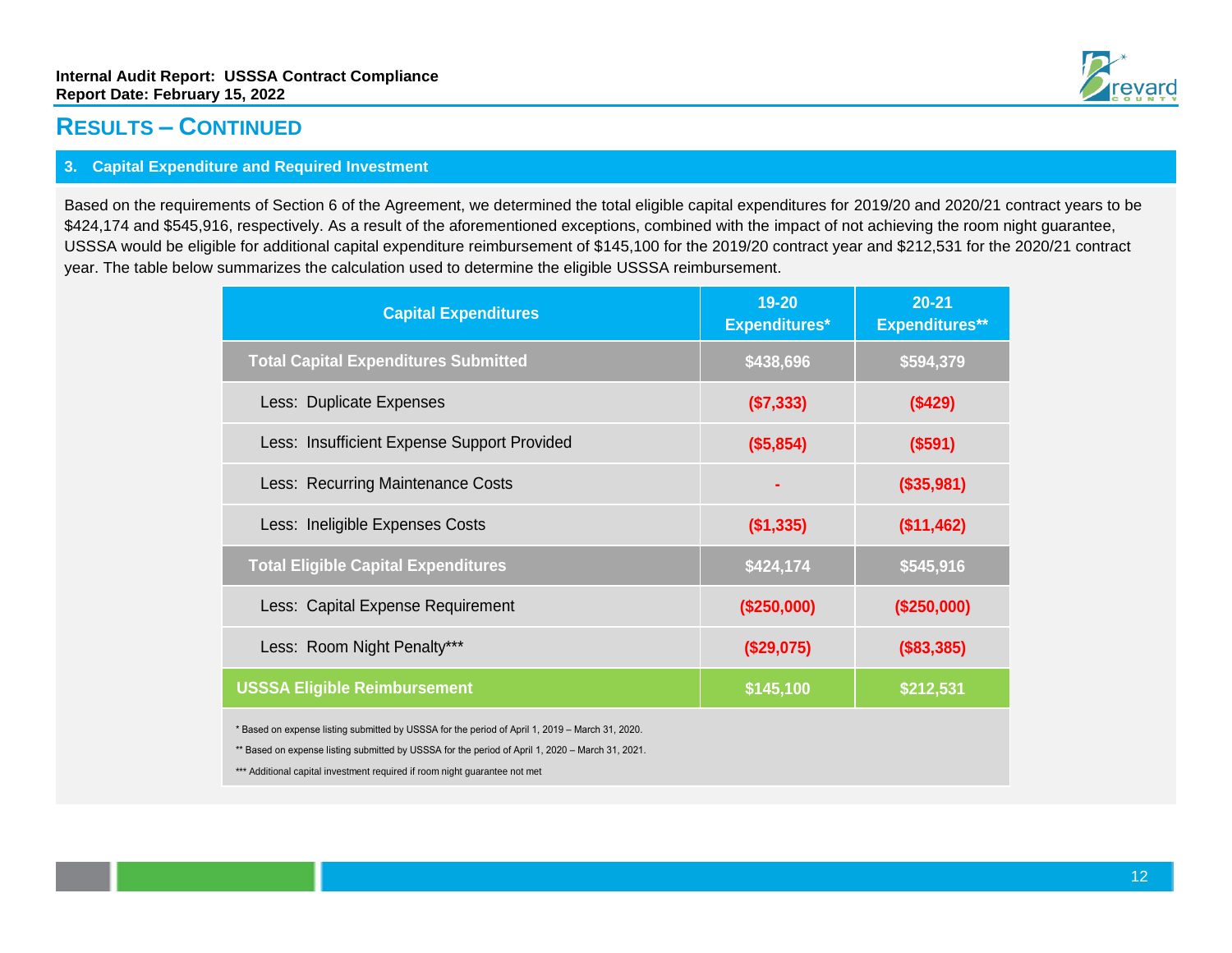## RESULTS – CONTINUED

### 3. Capital Expenditure and Required Investment

Based on the requirements of Section 6 of the Agreement, we determined the total eligible capital expenditures for 2019/20 and 2020/21 contract years to be $424,174 and $545,916, respectively. As a result of the aforementioned exceptions, combined with the impact of not achieving the room night guarantee, USSSA would be eligible for additional capital expenditure reimbursement of $145,100 for the 2019/20 contract year and $212,531 for the 2020/21 contract year. The table below summarizes the calculation used to determine the eligible USSSA reimbursement.

| Capital Expenditures | 19-20 Expenditures* | 20-21 Expenditures** |
|---|---|---|
| **Total Capital Expenditures Submitted** | **$438,696** | **$594,379** |
| Less: Duplicate Expenses | ($7,333) | ($429) |
| Less: Insufficient Expense Support Provided | ($5,854) | ($591) |
| Less: Recurring Maintenance Costs | - | ($35,981) |
| Less: Ineligible Expenses Costs | ($1,335) | ($11,462) |
| **Total Eligible Capital Expenditures** | **$424,174** | **$545,916** |
| Less: Capital Expense Requirement | ($250,000) | ($250,000) |
| Less: Room Night Penalty*** | ($29,075) | ($83,385) |
| **USSSA Eligible Reimbursement** | **$145,100** | **$212,531** |

\* Based on expense listing submitted by USSSA for the period of April 1, 2019 – March 31, 2020.

** Based on expense listing submitted by USSSA for the period of April 1, 2020 – March 31, 2021.

*** Additional capital investment required if room night guarantee not met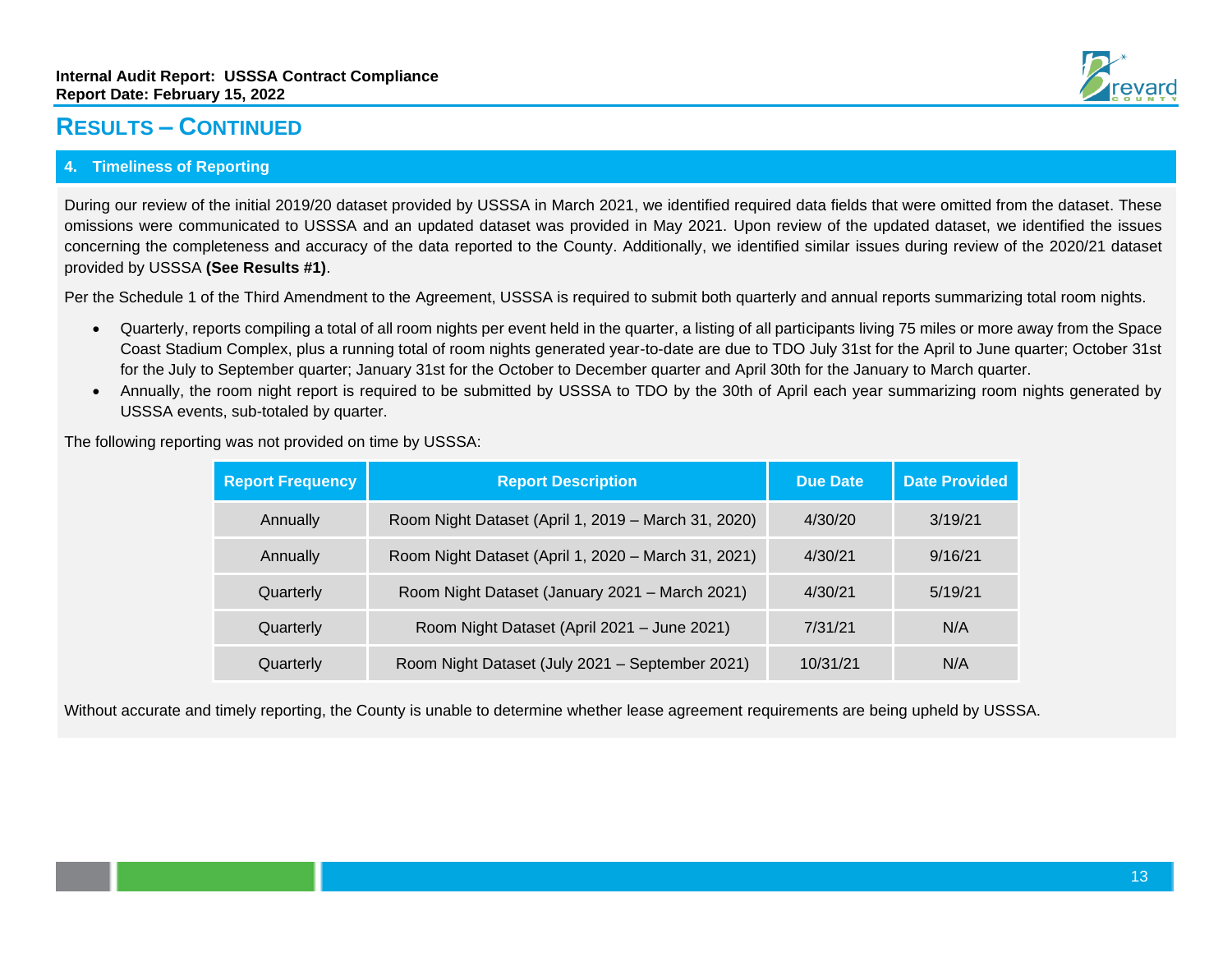## Results – Continued

### 4. Timeliness of Reporting

During our review of the initial 2019/20 dataset provided by USSSA in March 2021, we identified required data fields that were omitted from the dataset. These omissions were communicated to USSSA and an updated dataset was provided in May 2021. Upon review of the updated dataset, we identified the issues concerning the completeness and accuracy of the data reported to the County. Additionally, we identified similar issues during review of the 2020/21 dataset provided by USSSA **(See Results #1)**.

Per the Schedule 1 of the Third Amendment to the Agreement, USSSA is required to submit both quarterly and annual reports summarizing total room nights.

- Quarterly, reports compiling a total of all room nights per event held in the quarter, a listing of all participants living 75 miles or more away from the Space Coast Stadium Complex, plus a running total of room nights generated year-to-date are due to TDO July 31st for the April to June quarter; October 31st for the July to September quarter; January 31st for the October to December quarter and April 30th for the January to March quarter.
- Annually, the room night report is required to be submitted by USSSA to TDO by the 30th of April each year summarizing room nights generated by USSSA events, sub-totaled by quarter.

The following reporting was not provided on time by USSSA:

| Report Frequency | Report Description | Due Date | Date Provided |
|---|---|---|---|
| Annually | Room Night Dataset (April 1, 2019 – March 31, 2020) | 4/30/20 | 3/19/21 |
| Annually | Room Night Dataset (April 1, 2020 – March 31, 2021) | 4/30/21 | 9/16/21 |
| Quarterly | Room Night Dataset (January 2021 – March 2021) | 4/30/21 | 5/19/21 |
| Quarterly | Room Night Dataset (April 2021 – June 2021) | 7/31/21 | N/A |
| Quarterly | Room Night Dataset (July 2021 – September 2021) | 10/31/21 | N/A |

Without accurate and timely reporting, the County is unable to determine whether lease agreement requirements are being upheld by USSSA.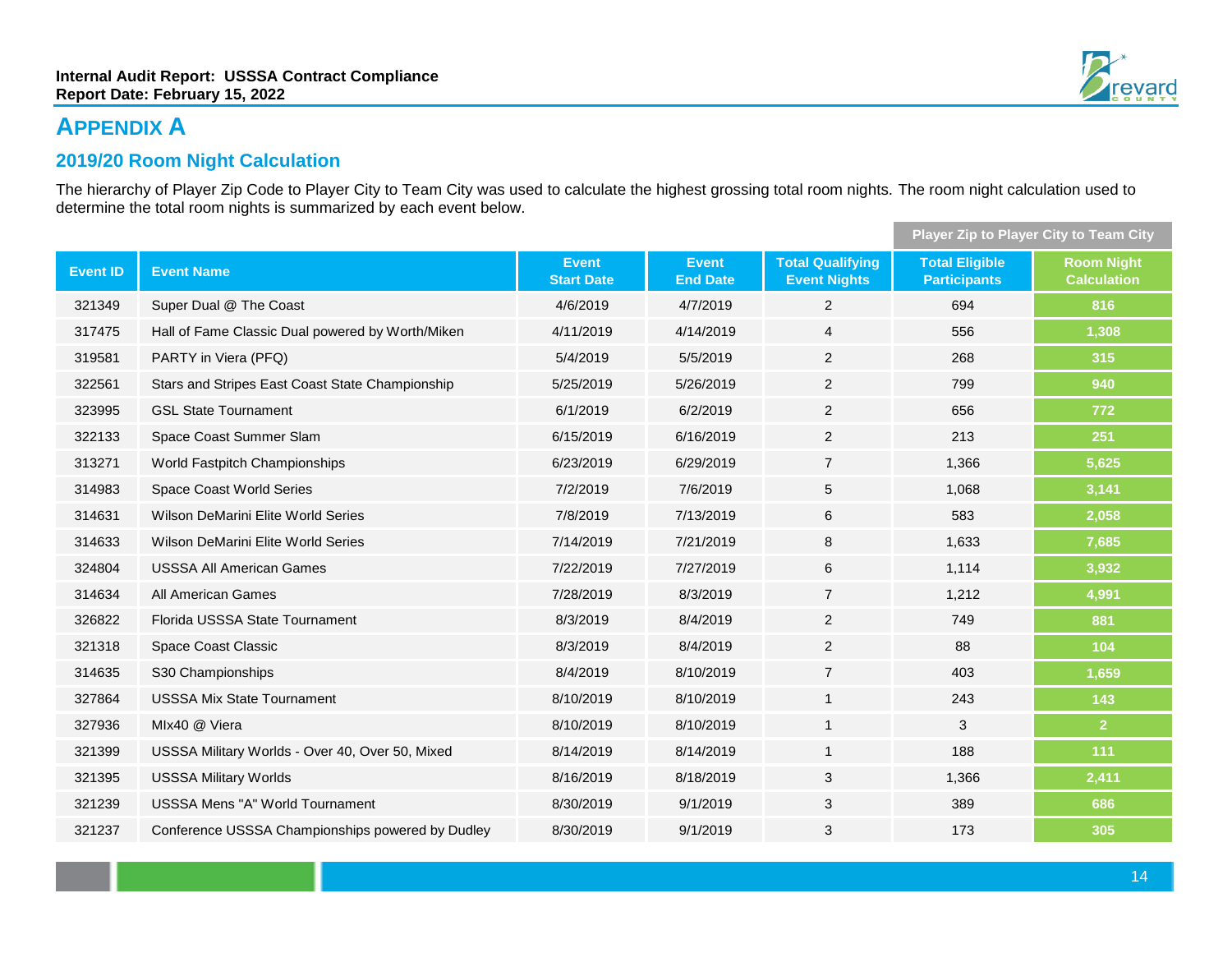# APPENDIX A

## 2019/20 Room Night Calculation

The hierarchy of Player Zip Code to Player City to Team City was used to calculate the highest grossing total room nights. The room night calculation used to determine the total room nights is summarized by each event below.

| | | | | | Player Zip to Player City to Team City | |
|---|---|---|---|---|---|---|
| **Event ID** | **Event Name** | **Event Start Date** | **Event End Date** | **Total Qualifying Event Nights** | **Total Eligible Participants** | **Room Night Calculation** |
| 321349 | Super Dual @ The Coast | 4/6/2019 | 4/7/2019 | 2 | 694 | 816 |
| 317475 | Hall of Fame Classic Dual powered by Worth/Miken | 4/11/2019 | 4/14/2019 | 4 | 556 | 1,308 |
| 319581 | PARTY in Viera (PFQ) | 5/4/2019 | 5/5/2019 | 2 | 268 | 315 |
| 322561 | Stars and Stripes East Coast State Championship | 5/25/2019 | 5/26/2019 | 2 | 799 | 940 |
| 323995 | GSL State Tournament | 6/1/2019 | 6/2/2019 | 2 | 656 | 772 |
| 322133 | Space Coast Summer Slam | 6/15/2019 | 6/16/2019 | 2 | 213 | 251 |
| 313271 | World Fastpitch Championships | 6/23/2019 | 6/29/2019 | 7 | 1,366 | 5,625 |
| 314983 | Space Coast World Series | 7/2/2019 | 7/6/2019 | 5 | 1,068 | 3,141 |
| 314631 | Wilson DeMarini Elite World Series | 7/8/2019 | 7/13/2019 | 6 | 583 | 2,058 |
| 314633 | Wilson DeMarini Elite World Series | 7/14/2019 | 7/21/2019 | 8 | 1,633 | 7,685 |
| 324804 | USSSA All American Games | 7/22/2019 | 7/27/2019 | 6 | 1,114 | 3,932 |
| 314634 | All American Games | 7/28/2019 | 8/3/2019 | 7 | 1,212 | 4,991 |
| 326822 | Florida USSSA State Tournament | 8/3/2019 | 8/4/2019 | 2 | 749 | 881 |
| 321318 | Space Coast Classic | 8/3/2019 | 8/4/2019 | 2 | 88 | 104 |
| 314635 | S30 Championships | 8/4/2019 | 8/10/2019 | 7 | 403 | 1,659 |
| 327864 | USSSA Mix State Tournament | 8/10/2019 | 8/10/2019 | 1 | 243 | 143 |
| 327936 | MIx40 @ Viera | 8/10/2019 | 8/10/2019 | 1 | 3 | 2 |
| 321399 | USSSA Military Worlds - Over 40, Over 50, Mixed | 8/14/2019 | 8/14/2019 | 1 | 188 | 111 |
| 321395 | USSSA Military Worlds | 8/16/2019 | 8/18/2019 | 3 | 1,366 | 2,411 |
| 321239 | USSSA Mens "A" World Tournament | 8/30/2019 | 9/1/2019 | 3 | 389 | 686 |
| 321237 | Conference USSSA Championships powered by Dudley | 8/30/2019 | 9/1/2019 | 3 | 173 | 305 |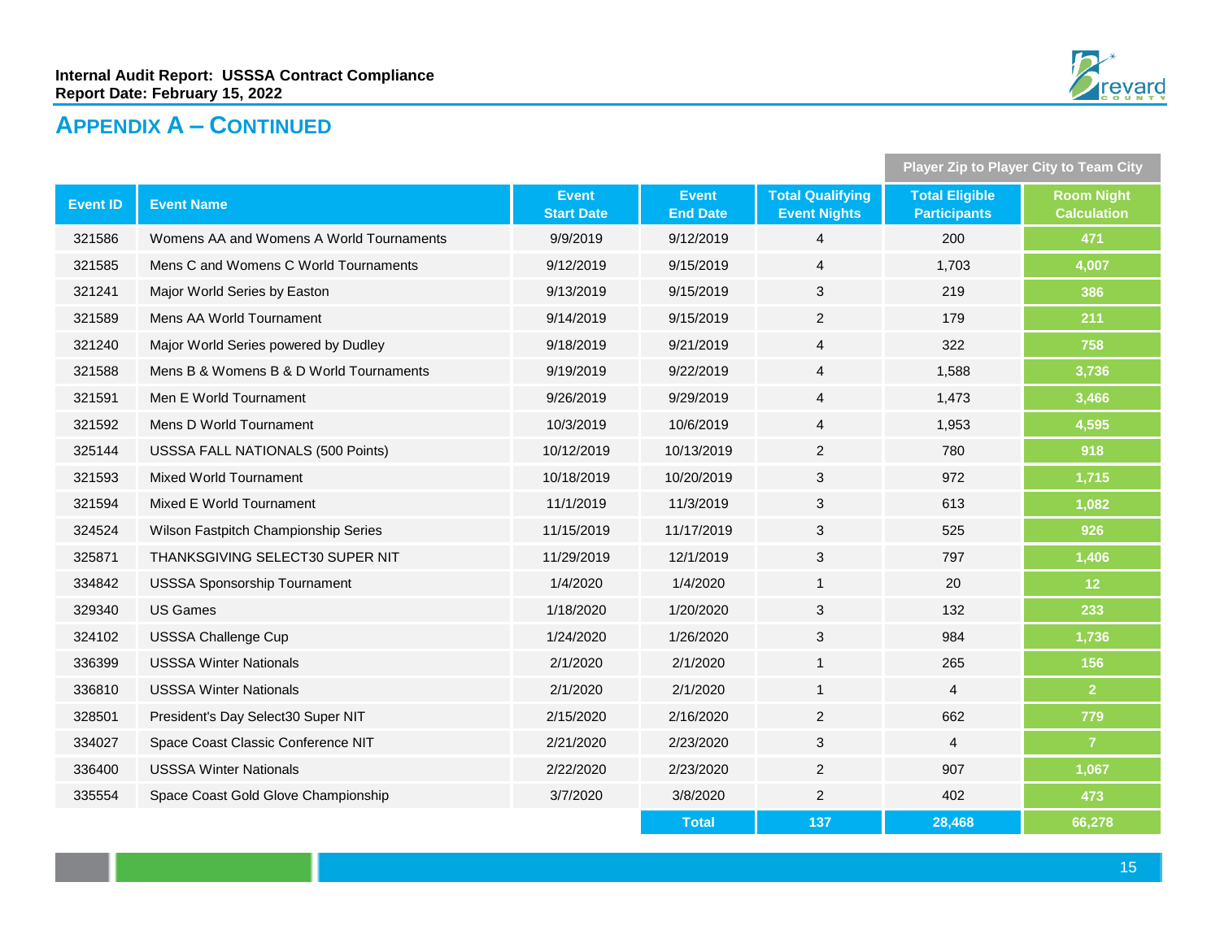## APPENDIX A – CONTINUED

| Event ID | Event Name | Event Start Date | Event End Date | Total Qualifying Event Nights | Player Zip to Player City to Team City | |
|---|---|---|---|---|---|---|
| | | | | | Total Eligible Participants | Room Night Calculation |
| 321586 | Womens AA and Womens A World Tournaments | 9/9/2019 | 9/12/2019 | 4 | 200 | 471 |
| 321585 | Mens C and Womens C World Tournaments | 9/12/2019 | 9/15/2019 | 4 | 1,703 | 4,007 |
| 321241 | Major World Series by Easton | 9/13/2019 | 9/15/2019 | 3 | 219 | 386 |
| 321589 | Mens AA World Tournament | 9/14/2019 | 9/15/2019 | 2 | 179 | 211 |
| 321240 | Major World Series powered by Dudley | 9/18/2019 | 9/21/2019 | 4 | 322 | 758 |
| 321588 | Mens B & Womens B & D World Tournaments | 9/19/2019 | 9/22/2019 | 4 | 1,588 | 3,736 |
| 321591 | Men E World Tournament | 9/26/2019 | 9/29/2019 | 4 | 1,473 | 3,466 |
| 321592 | Mens D World Tournament | 10/3/2019 | 10/6/2019 | 4 | 1,953 | 4,595 |
| 325144 | USSSA FALL NATIONALS (500 Points) | 10/12/2019 | 10/13/2019 | 2 | 780 | 918 |
| 321593 | Mixed World Tournament | 10/18/2019 | 10/20/2019 | 3 | 972 | 1,715 |
| 321594 | Mixed E World Tournament | 11/1/2019 | 11/3/2019 | 3 | 613 | 1,082 |
| 324524 | Wilson Fastpitch Championship Series | 11/15/2019 | 11/17/2019 | 3 | 525 | 926 |
| 325871 | THANKSGIVING SELECT30 SUPER NIT | 11/29/2019 | 12/1/2019 | 3 | 797 | 1,406 |
| 334842 | USSSA Sponsorship Tournament | 1/4/2020 | 1/4/2020 | 1 | 20 | 12 |
| 329340 | US Games | 1/18/2020 | 1/20/2020 | 3 | 132 | 233 |
| 324102 | USSSA Challenge Cup | 1/24/2020 | 1/26/2020 | 3 | 984 | 1,736 |
| 336399 | USSSA Winter Nationals | 2/1/2020 | 2/1/2020 | 1 | 265 | 156 |
| 336810 | USSSA Winter Nationals | 2/1/2020 | 2/1/2020 | 1 | 4 | 2 |
| 328501 | President's Day Select30 Super NIT | 2/15/2020 | 2/16/2020 | 2 | 662 | 779 |
| 334027 | Space Coast Classic Conference NIT | 2/21/2020 | 2/23/2020 | 3 | 4 | 7 |
| 336400 | USSSA Winter Nationals | 2/22/2020 | 2/23/2020 | 2 | 907 | 1,067 |
| 335554 | Space Coast Gold Glove Championship | 3/7/2020 | 3/8/2020 | 2 | 402 | 473 |
| | | | **Total** | **137** | **28,468** | **66,278** |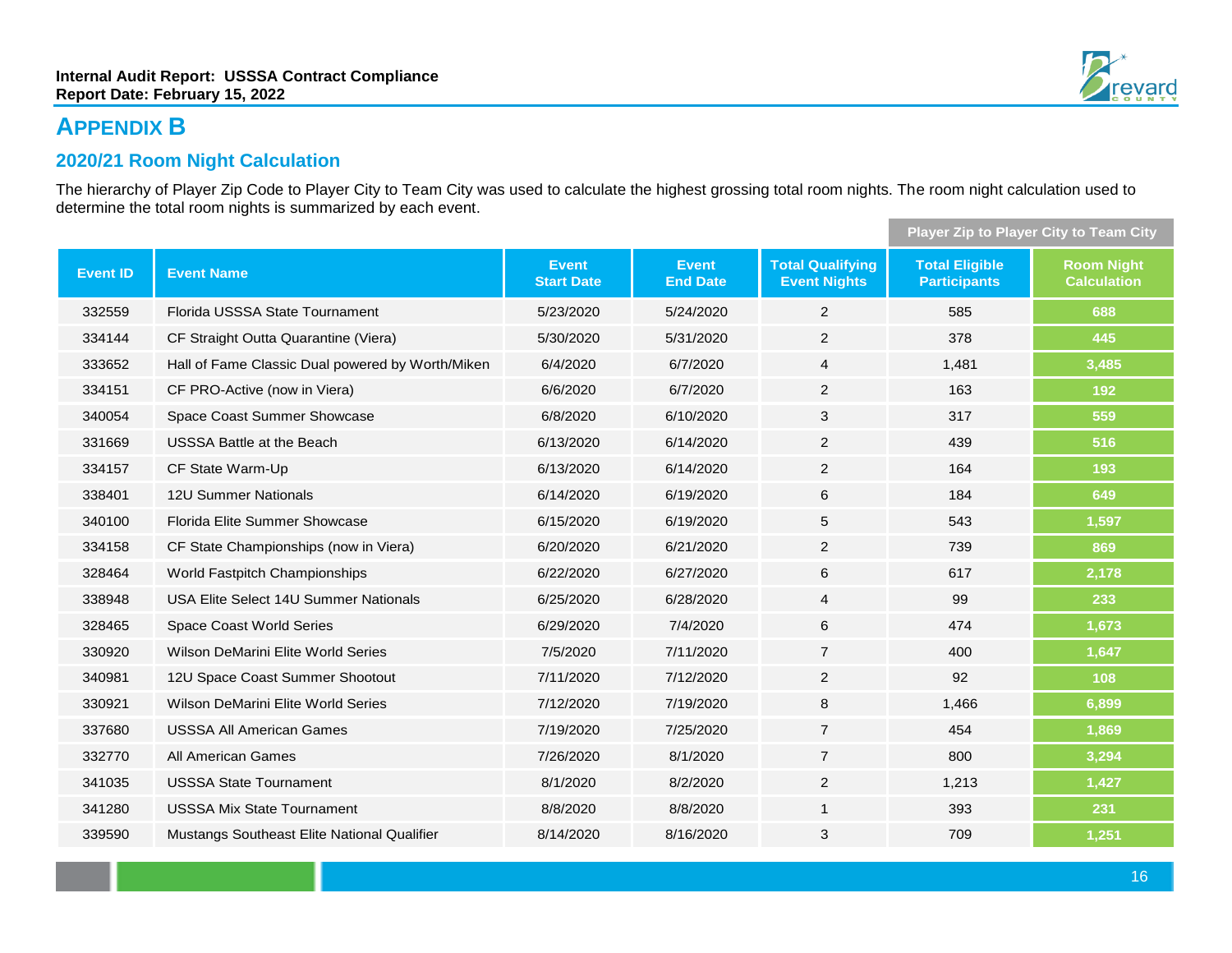# APPENDIX B

## 2020/21 Room Night Calculation

The hierarchy of Player Zip Code to Player City to Team City was used to calculate the highest grossing total room nights. The room night calculation used to determine the total room nights is summarized by each event.

| | | | | | Player Zip to Player City to Team City | |
|---|---|---|---|---|---|---|
| **Event ID** | **Event Name** | **Event Start Date** | **Event End Date** | **Total Qualifying Event Nights** | **Total Eligible Participants** | **Room Night Calculation** |
| 332559 | Florida USSSA State Tournament | 5/23/2020 | 5/24/2020 | 2 | 585 | 688 |
| 334144 | CF Straight Outta Quarantine (Viera) | 5/30/2020 | 5/31/2020 | 2 | 378 | 445 |
| 333652 | Hall of Fame Classic Dual powered by Worth/Miken | 6/4/2020 | 6/7/2020 | 4 | 1,481 | 3,485 |
| 334151 | CF PRO-Active (now in Viera) | 6/6/2020 | 6/7/2020 | 2 | 163 | 192 |
| 340054 | Space Coast Summer Showcase | 6/8/2020 | 6/10/2020 | 3 | 317 | 559 |
| 331669 | USSSA Battle at the Beach | 6/13/2020 | 6/14/2020 | 2 | 439 | 516 |
| 334157 | CF State Warm-Up | 6/13/2020 | 6/14/2020 | 2 | 164 | 193 |
| 338401 | 12U Summer Nationals | 6/14/2020 | 6/19/2020 | 6 | 184 | 649 |
| 340100 | Florida Elite Summer Showcase | 6/15/2020 | 6/19/2020 | 5 | 543 | 1,597 |
| 334158 | CF State Championships (now in Viera) | 6/20/2020 | 6/21/2020 | 2 | 739 | 869 |
| 328464 | World Fastpitch Championships | 6/22/2020 | 6/27/2020 | 6 | 617 | 2,178 |
| 338948 | USA Elite Select 14U Summer Nationals | 6/25/2020 | 6/28/2020 | 4 | 99 | 233 |
| 328465 | Space Coast World Series | 6/29/2020 | 7/4/2020 | 6 | 474 | 1,673 |
| 330920 | Wilson DeMarini Elite World Series | 7/5/2020 | 7/11/2020 | 7 | 400 | 1,647 |
| 340981 | 12U Space Coast Summer Shootout | 7/11/2020 | 7/12/2020 | 2 | 92 | 108 |
| 330921 | Wilson DeMarini Elite World Series | 7/12/2020 | 7/19/2020 | 8 | 1,466 | 6,899 |
| 337680 | USSSA All American Games | 7/19/2020 | 7/25/2020 | 7 | 454 | 1,869 |
| 332770 | All American Games | 7/26/2020 | 8/1/2020 | 7 | 800 | 3,294 |
| 341035 | USSSA State Tournament | 8/1/2020 | 8/2/2020 | 2 | 1,213 | 1,427 |
| 341280 | USSSA Mix State Tournament | 8/8/2020 | 8/8/2020 | 1 | 393 | 231 |
| 339590 | Mustangs Southeast Elite National Qualifier | 8/14/2020 | 8/16/2020 | 3 | 709 | 1,251 |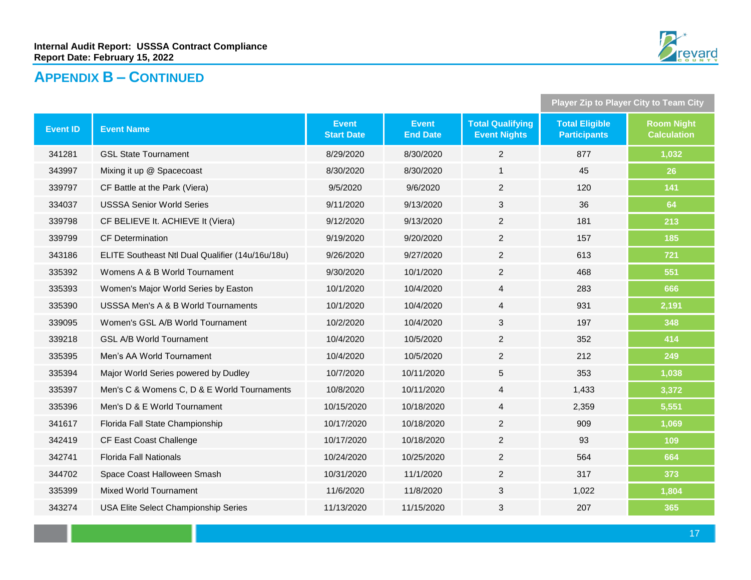## APPENDIX B – CONTINUED

| | | | | | Player Zip to Player City to Team City | |
|---|---|---|---|---|---|---|
| **Event ID** | **Event Name** | **Event Start Date** | **Event End Date** | **Total Qualifying Event Nights** | **Total Eligible Participants** | **Room Night Calculation** |
| 341281 | GSL State Tournament | 8/29/2020 | 8/30/2020 | 2 | 877 | 1,032 |
| 343997 | Mixing it up @ Spacecoast | 8/30/2020 | 8/30/2020 | 1 | 45 | 26 |
| 339797 | CF Battle at the Park (Viera) | 9/5/2020 | 9/6/2020 | 2 | 120 | 141 |
| 334037 | USSSA Senior World Series | 9/11/2020 | 9/13/2020 | 3 | 36 | 64 |
| 339798 | CF BELIEVE It. ACHIEVE It (Viera) | 9/12/2020 | 9/13/2020 | 2 | 181 | 213 |
| 339799 | CF Determination | 9/19/2020 | 9/20/2020 | 2 | 157 | 185 |
| 343186 | ELITE Southeast Ntl Dual Qualifier (14u/16u/18u) | 9/26/2020 | 9/27/2020 | 2 | 613 | 721 |
| 335392 | Womens A & B World Tournament | 9/30/2020 | 10/1/2020 | 2 | 468 | 551 |
| 335393 | Women's Major World Series by Easton | 10/1/2020 | 10/4/2020 | 4 | 283 | 666 |
| 335390 | USSSA Men's A & B World Tournaments | 10/1/2020 | 10/4/2020 | 4 | 931 | 2,191 |
| 339095 | Women's GSL A/B World Tournament | 10/2/2020 | 10/4/2020 | 3 | 197 | 348 |
| 339218 | GSL A/B World Tournament | 10/4/2020 | 10/5/2020 | 2 | 352 | 414 |
| 335395 | Men's AA World Tournament | 10/4/2020 | 10/5/2020 | 2 | 212 | 249 |
| 335394 | Major World Series powered by Dudley | 10/7/2020 | 10/11/2020 | 5 | 353 | 1,038 |
| 335397 | Men's C & Womens C, D & E World Tournaments | 10/8/2020 | 10/11/2020 | 4 | 1,433 | 3,372 |
| 335396 | Men's D & E World Tournament | 10/15/2020 | 10/18/2020 | 4 | 2,359 | 5,551 |
| 341617 | Florida Fall State Championship | 10/17/2020 | 10/18/2020 | 2 | 909 | 1,069 |
| 342419 | CF East Coast Challenge | 10/17/2020 | 10/18/2020 | 2 | 93 | 109 |
| 342741 | Florida Fall Nationals | 10/24/2020 | 10/25/2020 | 2 | 564 | 664 |
| 344702 | Space Coast Halloween Smash | 10/31/2020 | 11/1/2020 | 2 | 317 | 373 |
| 335399 | Mixed World Tournament | 11/6/2020 | 11/8/2020 | 3 | 1,022 | 1,804 |
| 343274 | USA Elite Select Championship Series | 11/13/2020 | 11/15/2020 | 3 | 207 | 365 |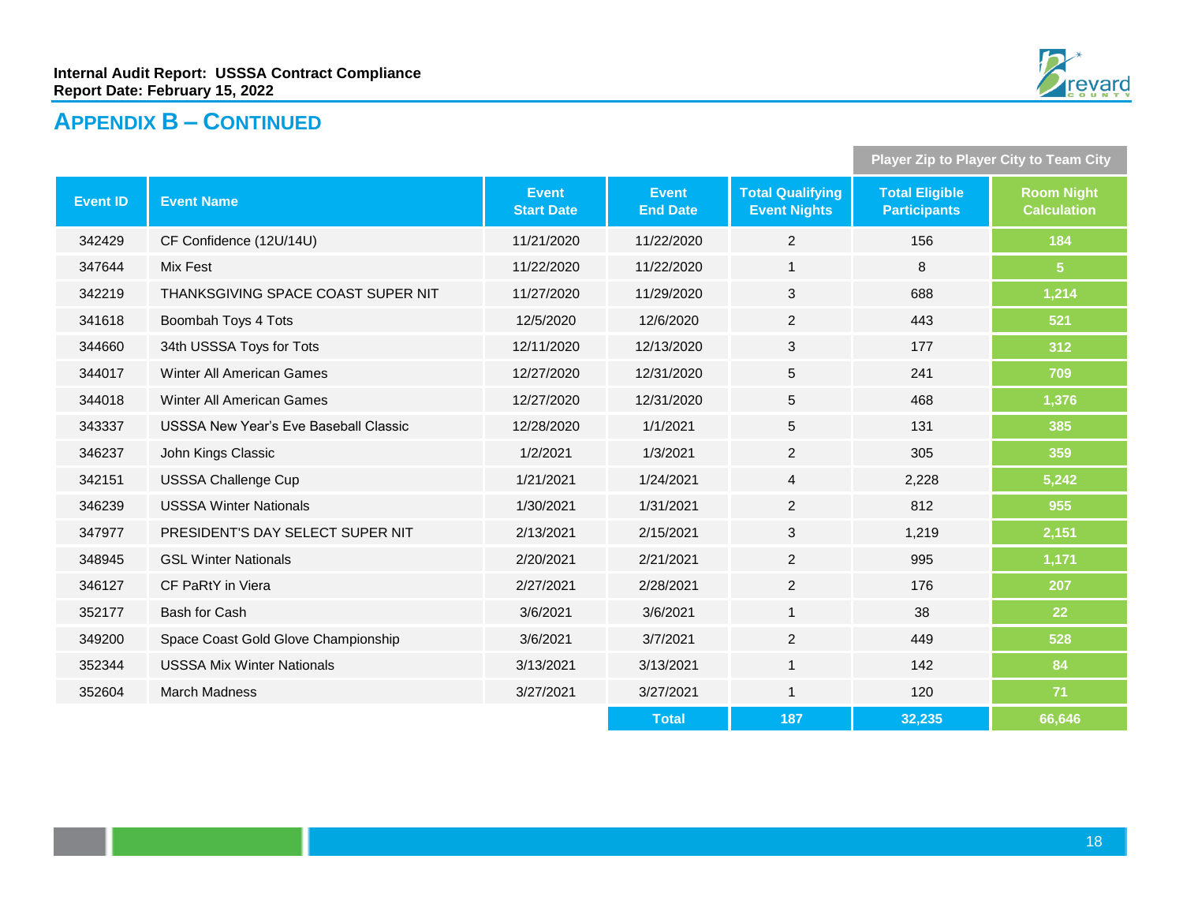## APPENDIX B – CONTINUED

| Event ID | Event Name | Event Start Date | Event End Date | Total Qualifying Event Nights | Player Zip to Player City to Team City | |
|---|---|---|---|---|---|---|
| | | | | | Total Eligible Participants | Room Night Calculation |
| 342429 | CF Confidence (12U/14U) | 11/21/2020 | 11/22/2020 | 2 | 156 | 184 |
| 347644 | Mix Fest | 11/22/2020 | 11/22/2020 | 1 | 8 | 5 |
| 342219 | THANKSGIVING SPACE COAST SUPER NIT | 11/27/2020 | 11/29/2020 | 3 | 688 | 1,214 |
| 341618 | Boombah Toys 4 Tots | 12/5/2020 | 12/6/2020 | 2 | 443 | 521 |
| 344660 | 34th USSSA Toys for Tots | 12/11/2020 | 12/13/2020 | 3 | 177 | 312 |
| 344017 | Winter All American Games | 12/27/2020 | 12/31/2020 | 5 | 241 | 709 |
| 344018 | Winter All American Games | 12/27/2020 | 12/31/2020 | 5 | 468 | 1,376 |
| 343337 | USSSA New Year's Eve Baseball Classic | 12/28/2020 | 1/1/2021 | 5 | 131 | 385 |
| 346237 | John Kings Classic | 1/2/2021 | 1/3/2021 | 2 | 305 | 359 |
| 342151 | USSSA Challenge Cup | 1/21/2021 | 1/24/2021 | 4 | 2,228 | 5,242 |
| 346239 | USSSA Winter Nationals | 1/30/2021 | 1/31/2021 | 2 | 812 | 955 |
| 347977 | PRESIDENT'S DAY SELECT SUPER NIT | 2/13/2021 | 2/15/2021 | 3 | 1,219 | 2,151 |
| 348945 | GSL Winter Nationals | 2/20/2021 | 2/21/2021 | 2 | 995 | 1,171 |
| 346127 | CF PaRtY in Viera | 2/27/2021 | 2/28/2021 | 2 | 176 | 207 |
| 352177 | Bash for Cash | 3/6/2021 | 3/6/2021 | 1 | 38 | 22 |
| 349200 | Space Coast Gold Glove Championship | 3/6/2021 | 3/7/2021 | 2 | 449 | 528 |
| 352344 | USSSA Mix Winter Nationals | 3/13/2021 | 3/13/2021 | 1 | 142 | 84 |
| 352604 | March Madness | 3/27/2021 | 3/27/2021 | 1 | 120 | 71 |
| | | | Total | 187 | 32,235 | 66,646 |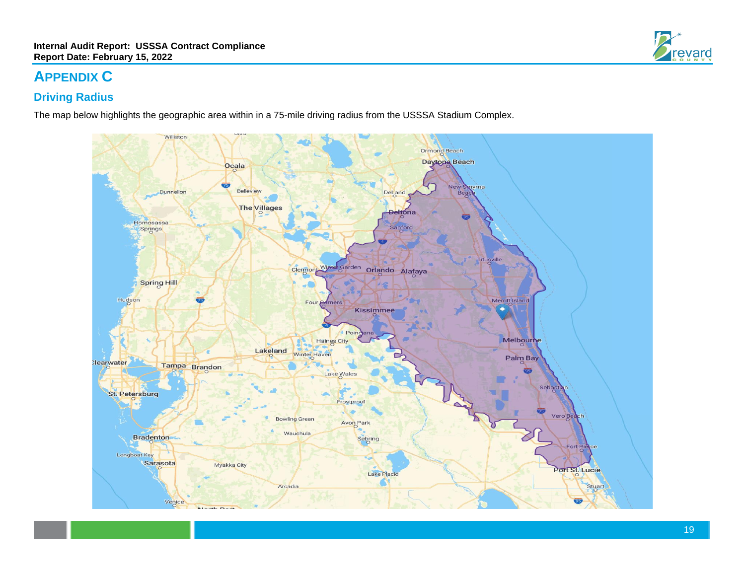# APPENDIX C

## Driving Radius

The map below highlights the geographic area within in a 75-mile driving radius from the USSSA Stadium Complex.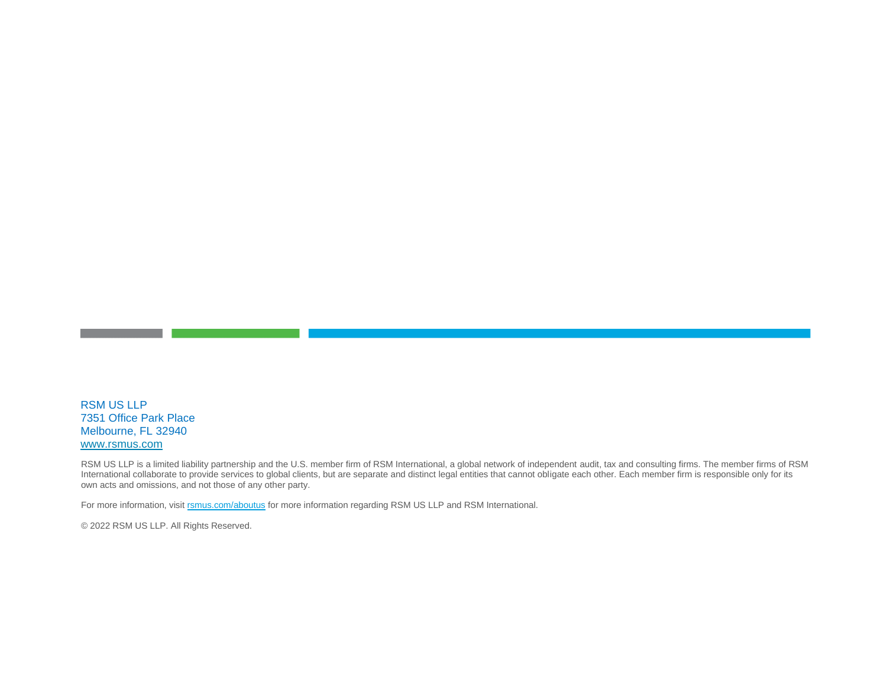RSM US LLP
7351 Office Park Place
Melbourne, FL 32940
[www.rsmus.com](http://www.rsmus.com)

RSM US LLP is a limited liability partnership and the U.S. member firm of RSM International, a global network of independent audit, tax and consulting firms. The member firms of RSM International collaborate to provide services to global clients, but are separate and distinct legal entities that cannot obligate each other. Each member firm is responsible only for its own acts and omissions, and not those of any other party.

For more information, visit [rsmus.com/aboutus](http://rsmus.com/aboutus) for more information regarding RSM US LLP and RSM International.

© 2022 RSM US LLP. All Rights Reserved.